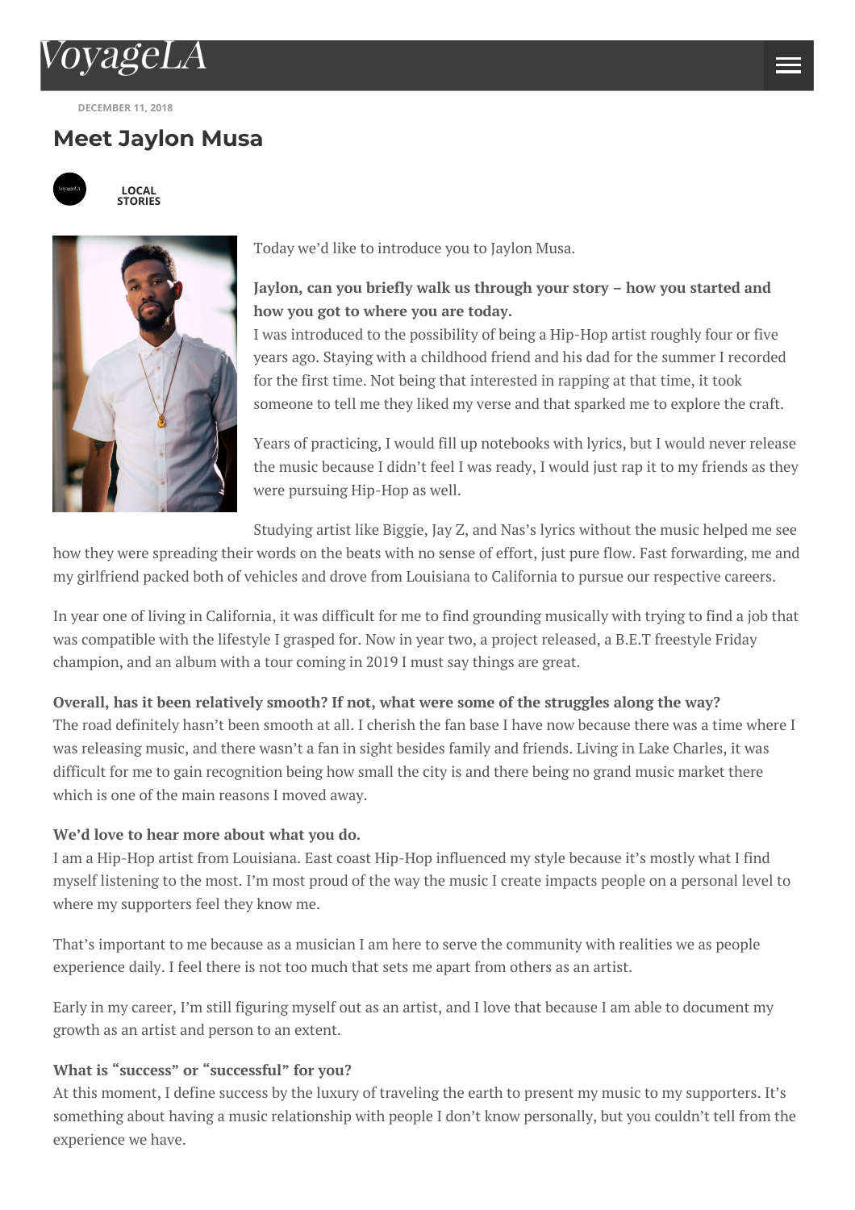VoyageLA

DECEMBER 11, 2018

# Meet Jaylon Musa

LOCAL STORIES

Today we'd like to introduce you to Jaylon Musa.

**Jaylon, can you briefly walk us through your story – how you started and how you got to where you are today.**
I was introduced to the possibility of being a Hip-Hop artist roughly four or five years ago. Staying with a childhood friend and his dad for the summer I recorded for the first time. Not being that interested in rapping at that time, it took someone to tell me they liked my verse and that sparked me to explore the craft.

Years of practicing, I would fill up notebooks with lyrics, but I would never release the music because I didn't feel I was ready, I would just rap it to my friends as they were pursuing Hip-Hop as well.

Studying artist like Biggie, Jay Z, and Nas's lyrics without the music helped me see how they were spreading their words on the beats with no sense of effort, just pure flow. Fast forwarding, me and my girlfriend packed both of vehicles and drove from Louisiana to California to pursue our respective careers.

In year one of living in California, it was difficult for me to find grounding musically with trying to find a job that was compatible with the lifestyle I grasped for. Now in year two, a project released, a B.E.T freestyle Friday champion, and an album with a tour coming in 2019 I must say things are great.

**Overall, has it been relatively smooth? If not, what were some of the struggles along the way?**
The road definitely hasn't been smooth at all. I cherish the fan base I have now because there was a time where I was releasing music, and there wasn't a fan in sight besides family and friends. Living in Lake Charles, it was difficult for me to gain recognition being how small the city is and there being no grand music market there which is one of the main reasons I moved away.

**We'd love to hear more about what you do.**
I am a Hip-Hop artist from Louisiana. East coast Hip-Hop influenced my style because it's mostly what I find myself listening to the most. I'm most proud of the way the music I create impacts people on a personal level to where my supporters feel they know me.

That's important to me because as a musician I am here to serve the community with realities we as people experience daily. I feel there is not too much that sets me apart from others as an artist.

Early in my career, I'm still figuring myself out as an artist, and I love that because I am able to document my growth as an artist and person to an extent.

**What is "success" or "successful" for you?**
At this moment, I define success by the luxury of traveling the earth to present my music to my supporters. It's something about having a music relationship with people I don't know personally, but you couldn't tell from the experience we have.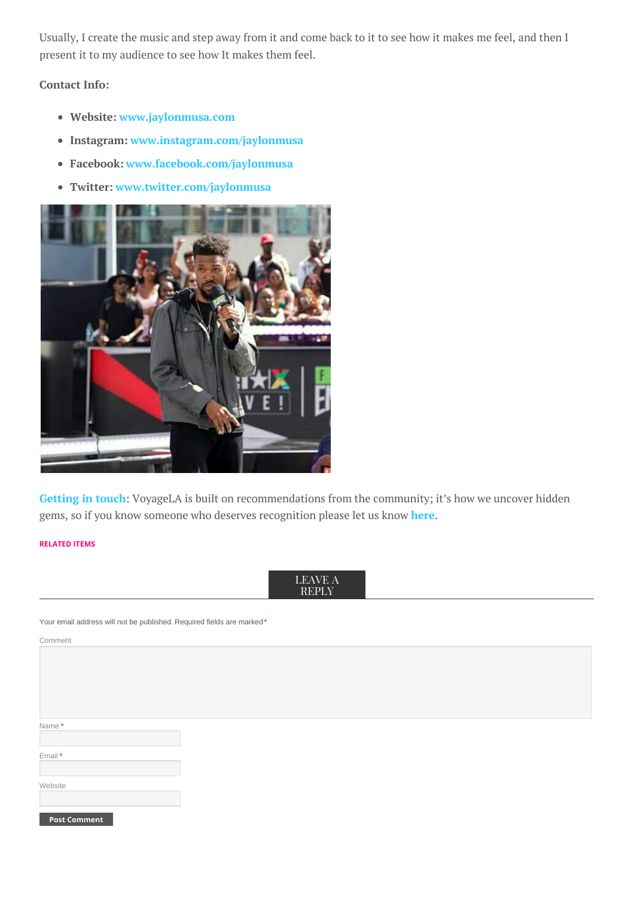Usually, I create the music and step away from it and come back to it to see how it makes me feel, and then I present it to my audience to see how It makes them feel.

**Contact Info:**

- **Website:** www.jaylonmusa.com
- **Instagram:** www.instagram.com/jaylonmusa
- **Facebook:** www.facebook.com/jaylonmusa
- **Twitter:** www.twitter.com/jaylonmusa

**Getting in touch**: VoyageLA is built on recommendations from the community; it's how we uncover hidden gems, so if you know someone who deserves recognition please let us know **here**.

**RELATED ITEMS**

LEAVE A REPLY

Your email address will not be published. Required fields are marked *

Comment

Name *

Email *

Website

Post Comment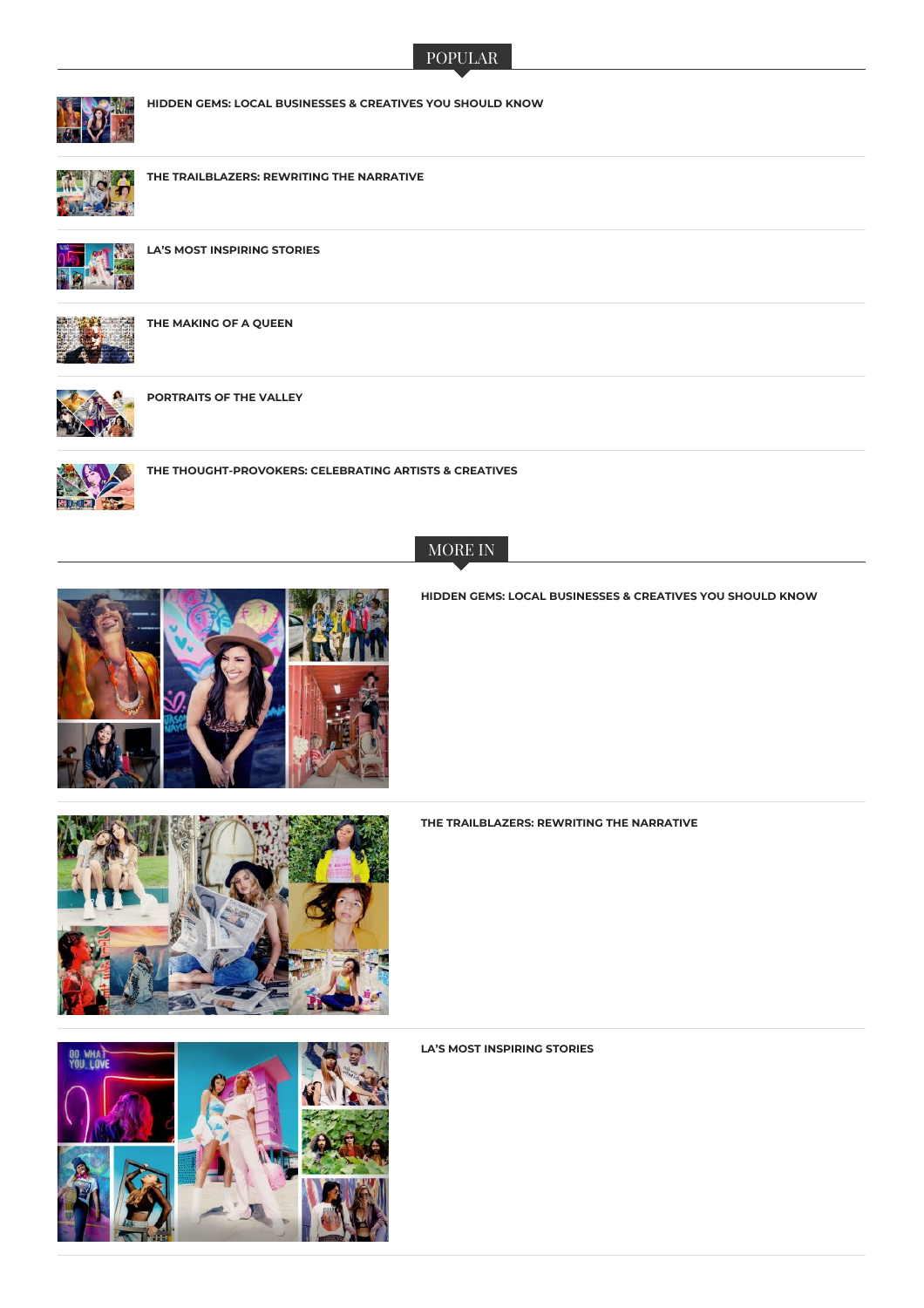## POPULAR

**HIDDEN GEMS: LOCAL BUSINESSES & CREATIVES YOU SHOULD KNOW**

**THE TRAILBLAZERS: REWRITING THE NARRATIVE**

**LA'S MOST INSPIRING STORIES**

**THE MAKING OF A QUEEN**

**PORTRAITS OF THE VALLEY**

**THE THOUGHT-PROVOKERS: CELEBRATING ARTISTS & CREATIVES**

## MORE IN

**HIDDEN GEMS: LOCAL BUSINESSES & CREATIVES YOU SHOULD KNOW**

**THE TRAILBLAZERS: REWRITING THE NARRATIVE**

**LA'S MOST INSPIRING STORIES**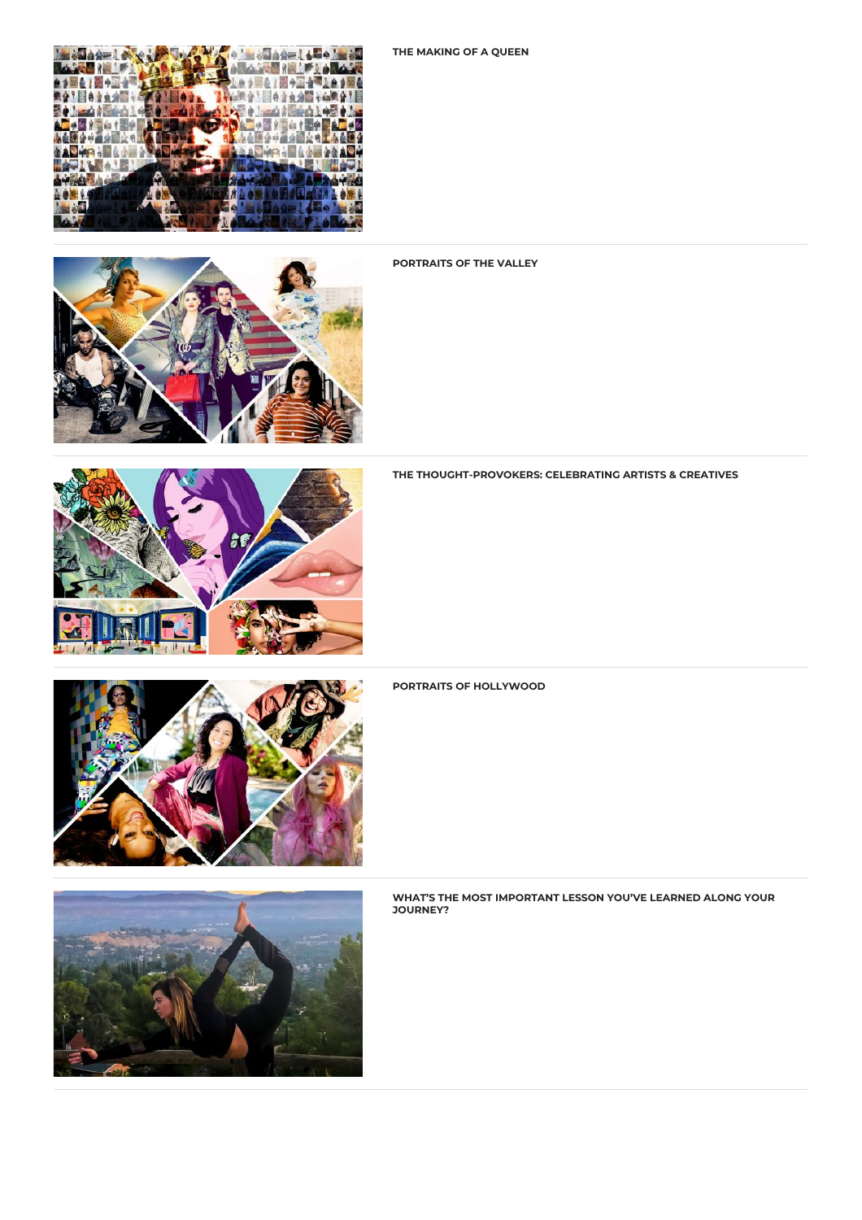**THE MAKING OF A QUEEN**

---

**PORTRAITS OF THE VALLEY**

---

**THE THOUGHT-PROVOKERS: CELEBRATING ARTISTS & CREATIVES**

---

**PORTRAITS OF HOLLYWOOD**

---

**WHAT'S THE MOST IMPORTANT LESSON YOU'VE LEARNED ALONG YOUR JOURNEY?**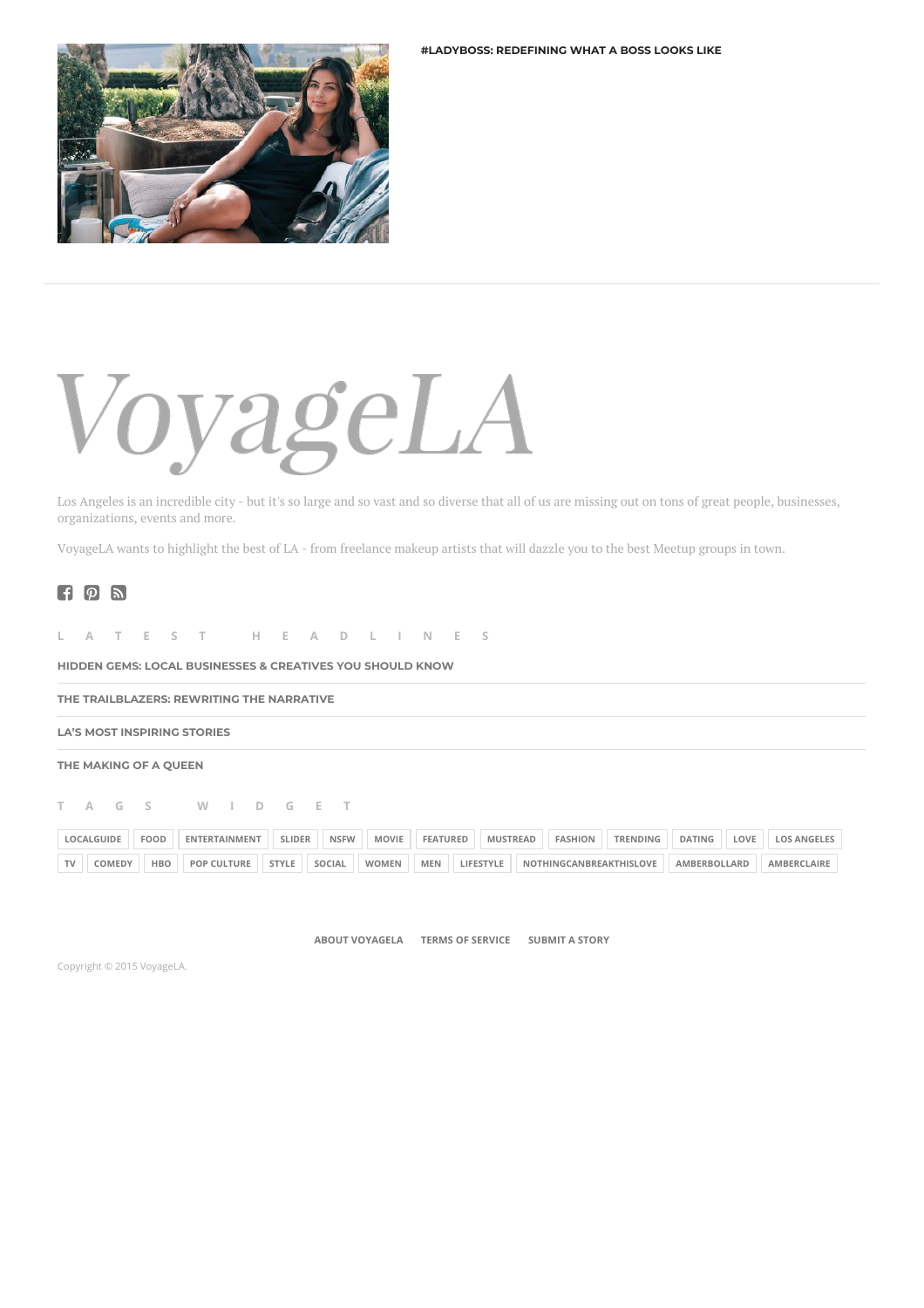#LADYBOSS: REDEFINING WHAT A BOSS LOOKS LIKE

---

# VoyageLA

Los Angeles is an incredible city - but it's so large and so vast and so diverse that all of us are missing out on tons of great people, businesses, organizations, events and more.

VoyageLA wants to highlight the best of LA - from freelance makeup artists that will dazzle you to the best Meetup groups in town.

LATEST HEADLINES

HIDDEN GEMS: LOCAL BUSINESSES & CREATIVES YOU SHOULD KNOW

THE TRAILBLAZERS: REWRITING THE NARRATIVE

LA'S MOST INSPIRING STORIES

THE MAKING OF A QUEEN

TAGS WIDGET

LOCALGUIDE FOOD ENTERTAINMENT SLIDER NSFW MOVIE FEATURED MUSTREAD FASHION TRENDING DATING LOVE LOS ANGELES TV COMEDY HBO POP CULTURE STYLE SOCIAL WOMEN MEN LIFESTYLE NOTHINGCANBREAKTHISLOVE AMBERBOLLARD AMBERCLAIRE

ABOUT VOYAGELA TERMS OF SERVICE SUBMIT A STORY

Copyright © 2015 VoyageLA.